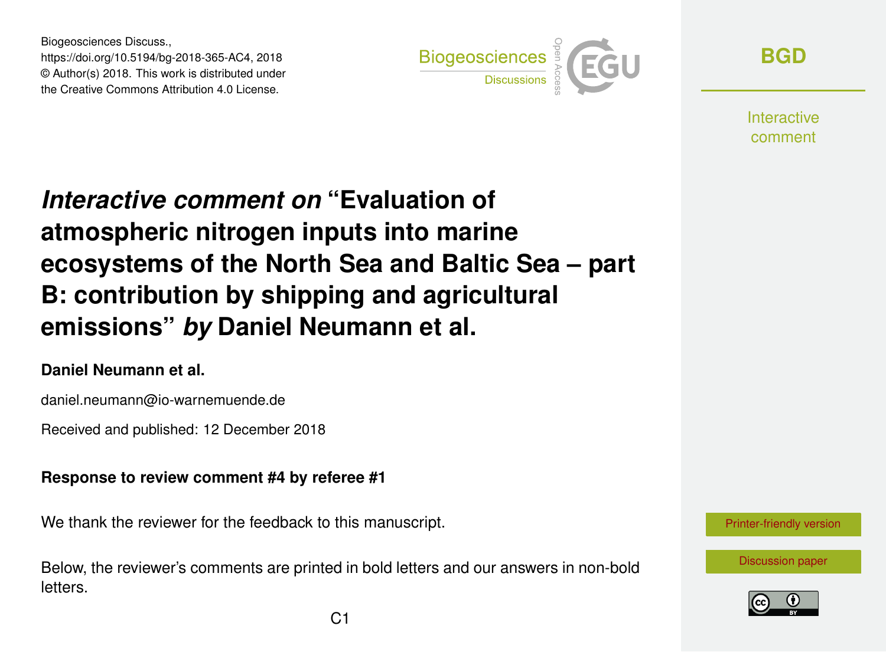Biogeosciences Discuss.,
https://doi.org/10.5194/bg-2018-365-AC4, 2018
© Author(s) 2018. This work is distributed under
the Creative Commons Attribution 4.0 License.

# *Interactive comment on* "Evaluation of atmospheric nitrogen inputs into marine ecosystems of the North Sea and Baltic Sea – part B: contribution by shipping and agricultural emissions" *by* Daniel Neumann et al.

**Daniel Neumann et al.**

daniel.neumann@io-warnemuende.de

Received and published: 12 December 2018

**Response to review comment #4 by referee #1**

We thank the reviewer for the feedback to this manuscript.

Below, the reviewer's comments are printed in bold letters and our answers in non-bold letters.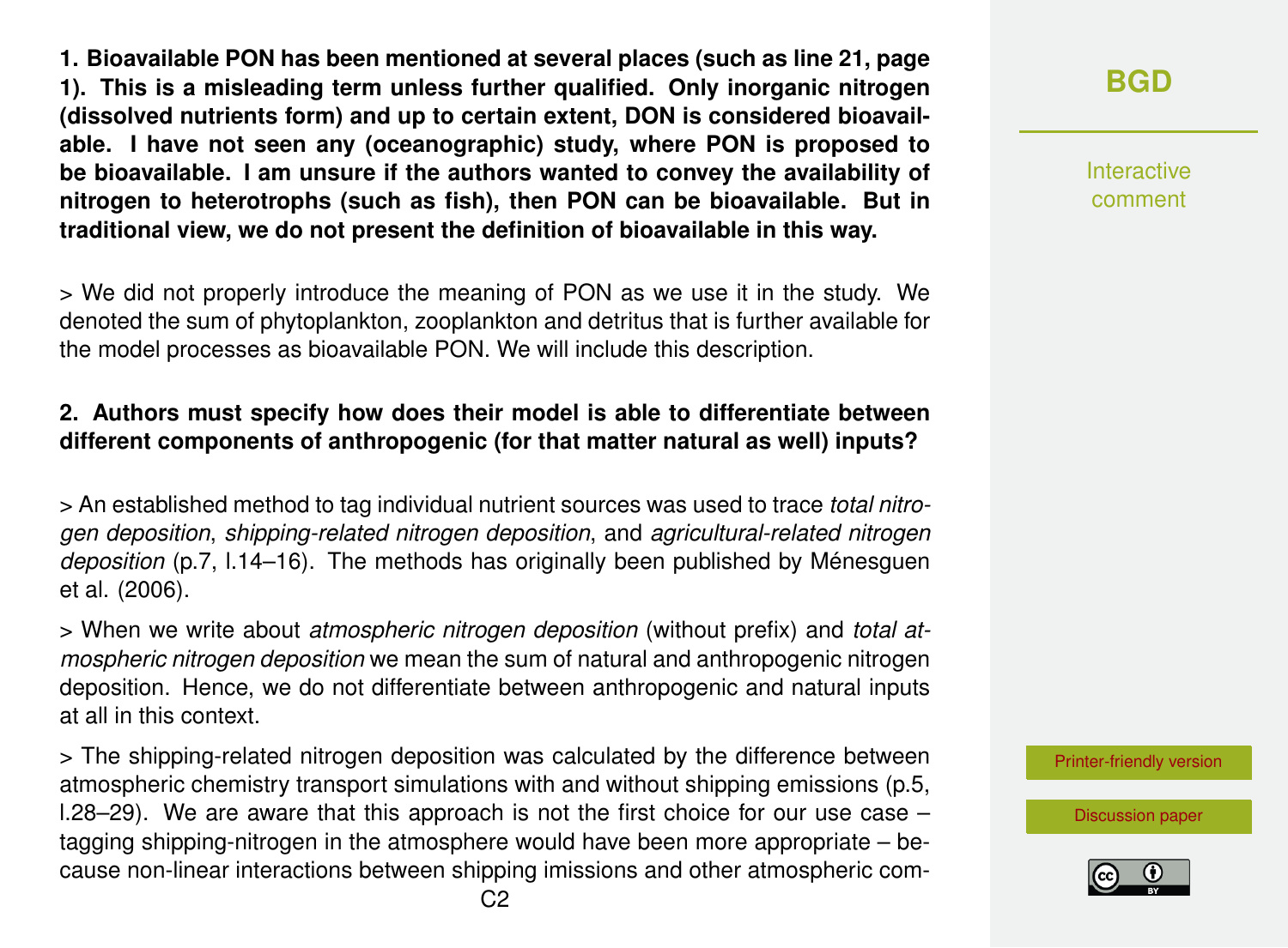**1. Bioavailable PON has been mentioned at several places (such as line 21, page 1). This is a misleading term unless further qualified. Only inorganic nitrogen (dissolved nutrients form) and up to certain extent, DON is considered bioavailable. I have not seen any (oceanographic) study, where PON is proposed to be bioavailable. I am unsure if the authors wanted to convey the availability of nitrogen to heterotrophs (such as fish), then PON can be bioavailable. But in traditional view, we do not present the definition of bioavailable in this way.**

> We did not properly introduce the meaning of PON as we use it in the study. We denoted the sum of phytoplankton, zooplankton and detritus that is further available for the model processes as bioavailable PON. We will include this description.

**2. Authors must specify how does their model is able to differentiate between different components of anthropogenic (for that matter natural as well) inputs?**

> An established method to tag individual nutrient sources was used to trace *total nitrogen deposition*, *shipping-related nitrogen deposition*, and *agricultural-related nitrogen deposition* (p.7, l.14–16). The methods has originally been published by Ménesguen et al. (2006).

> When we write about *atmospheric nitrogen deposition* (without prefix) and *total atmospheric nitrogen deposition* we mean the sum of natural and anthropogenic nitrogen deposition. Hence, we do not differentiate between anthropogenic and natural inputs at all in this context.

> The shipping-related nitrogen deposition was calculated by the difference between atmospheric chemistry transport simulations with and without shipping emissions (p.5, l.28–29). We are aware that this approach is not the first choice for our use case – tagging shipping-nitrogen in the atmosphere would have been more appropriate – because non-linear interactions between shipping imissions and other atmospheric com-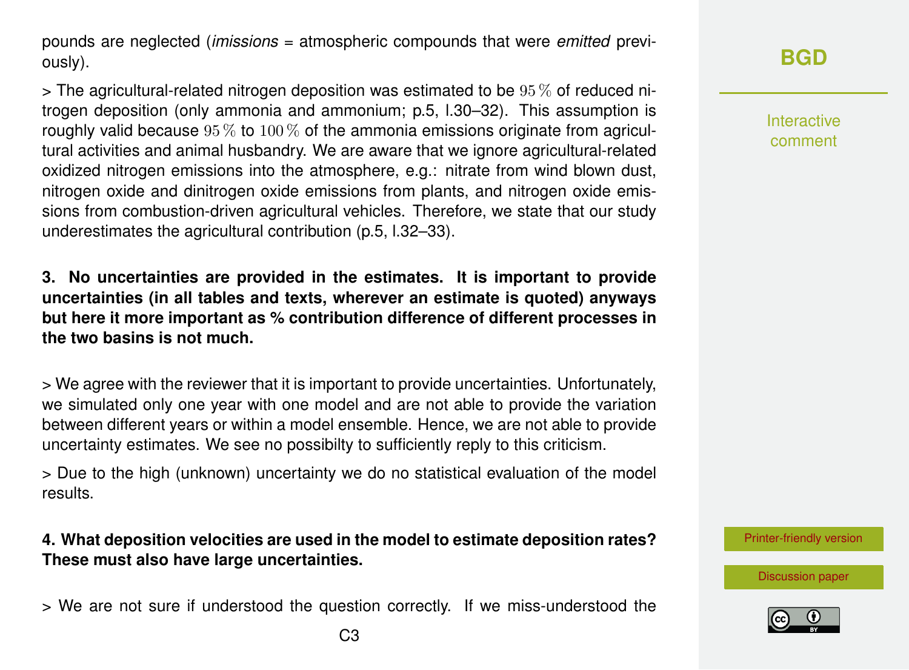pounds are neglected (*imissions* = atmospheric compounds that were *emitted* previously).

> The agricultural-related nitrogen deposition was estimated to be $95\,\%$ of reduced nitrogen deposition (only ammonia and ammonium; p.5, l.30–32). This assumption is roughly valid because $95\,\%$ to $100\,\%$ of the ammonia emissions originate from agricultural activities and animal husbandry. We are aware that we ignore agricultural-related oxidized nitrogen emissions into the atmosphere, e.g.: nitrate from wind blown dust, nitrogen oxide and dinitrogen oxide emissions from plants, and nitrogen oxide emissions from combustion-driven agricultural vehicles. Therefore, we state that our study underestimates the agricultural contribution (p.5, l.32–33).

**3. No uncertainties are provided in the estimates. It is important to provide uncertainties (in all tables and texts, wherever an estimate is quoted) anyways but here it more important as % contribution difference of different processes in the two basins is not much.**

> We agree with the reviewer that it is important to provide uncertainties. Unfortunately, we simulated only one year with one model and are not able to provide the variation between different years or within a model ensemble. Hence, we are not able to provide uncertainty estimates. We see no possibilty to sufficiently reply to this criticism.

> Due to the high (unknown) uncertainty we do no statistical evaluation of the model results.

**4. What deposition velocities are used in the model to estimate deposition rates? These must also have large uncertainties.**

> We are not sure if understood the question correctly. If we miss-understood the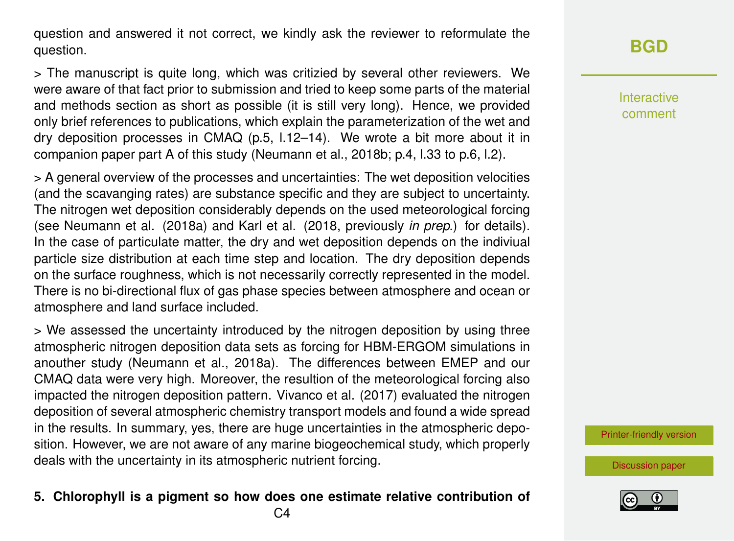question and answered it not correct, we kindly ask the reviewer to reformulate the question.

> The manuscript is quite long, which was critizied by several other reviewers. We were aware of that fact prior to submission and tried to keep some parts of the material and methods section as short as possible (it is still very long). Hence, we provided only brief references to publications, which explain the parameterization of the wet and dry deposition processes in CMAQ (p.5, l.12–14). We wrote a bit more about it in companion paper part A of this study (Neumann et al., 2018b; p.4, l.33 to p.6, l.2).

> A general overview of the processes and uncertainties: The wet deposition velocities (and the scavanging rates) are substance specific and they are subject to uncertainty. The nitrogen wet deposition considerably depends on the used meteorological forcing (see Neumann et al. (2018a) and Karl et al. (2018, previously *in prep.*) for details). In the case of particulate matter, the dry and wet deposition depends on the indiviual particle size distribution at each time step and location. The dry deposition depends on the surface roughness, which is not necessarily correctly represented in the model. There is no bi-directional flux of gas phase species between atmosphere and ocean or atmosphere and land surface included.

> We assessed the uncertainty introduced by the nitrogen deposition by using three atmospheric nitrogen deposition data sets as forcing for HBM-ERGOM simulations in anouther study (Neumann et al., 2018a). The differences between EMEP and our CMAQ data were very high. Moreover, the resultion of the meteorological forcing also impacted the nitrogen deposition pattern. Vivanco et al. (2017) evaluated the nitrogen deposition of several atmospheric chemistry transport models and found a wide spread in the results. In summary, yes, there are huge uncertainties in the atmospheric deposition. However, we are not aware of any marine biogeochemical study, which properly deals with the uncertainty in its atmospheric nutrient forcing.

**5. Chlorophyll is a pigment so how does one estimate relative contribution of**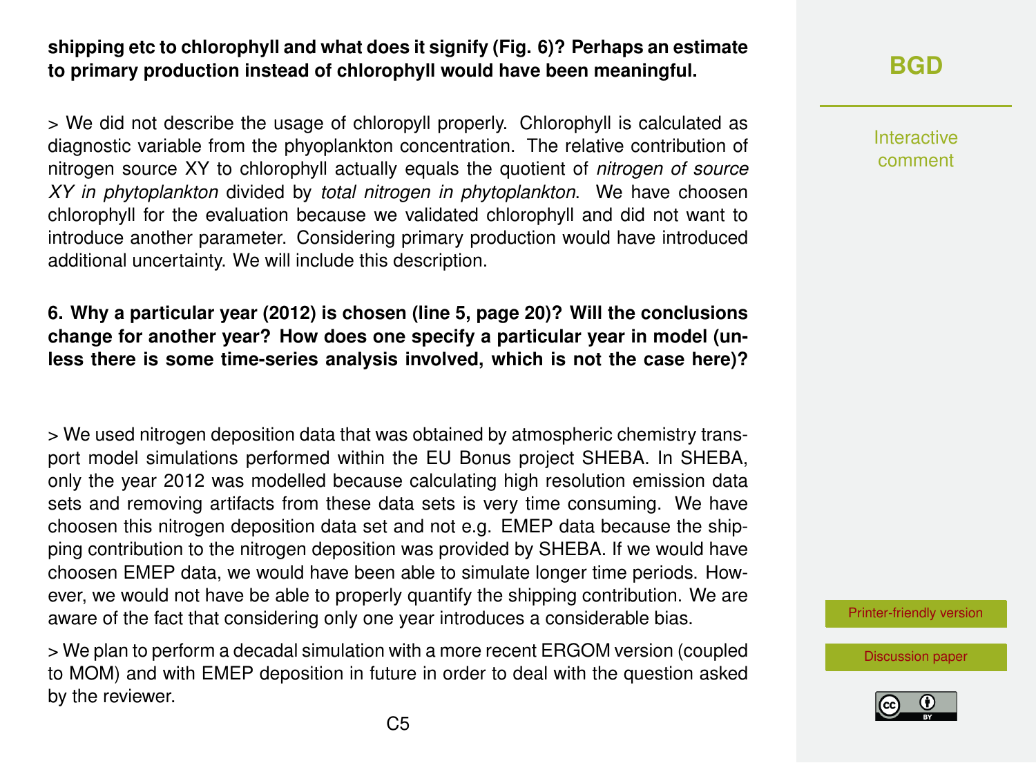**shipping etc to chlorophyll and what does it signify (Fig. 6)? Perhaps an estimate to primary production instead of chlorophyll would have been meaningful.**

> We did not describe the usage of chloropyll properly. Chlorophyll is calculated as diagnostic variable from the phyoplankton concentration. The relative contribution of nitrogen source XY to chlorophyll actually equals the quotient of *nitrogen of source XY in phytoplankton* divided by *total nitrogen in phytoplankton*. We have choosen chlorophyll for the evaluation because we validated chlorophyll and did not want to introduce another parameter. Considering primary production would have introduced additional uncertainty. We will include this description.

**6. Why a particular year (2012) is chosen (line 5, page 20)? Will the conclusions change for another year? How does one specify a particular year in model (unless there is some time-series analysis involved, which is not the case here)?**

> We used nitrogen deposition data that was obtained by atmospheric chemistry transport model simulations performed within the EU Bonus project SHEBA. In SHEBA, only the year 2012 was modelled because calculating high resolution emission data sets and removing artifacts from these data sets is very time consuming. We have choosen this nitrogen deposition data set and not e.g. EMEP data because the shipping contribution to the nitrogen deposition was provided by SHEBA. If we would have choosen EMEP data, we would have been able to simulate longer time periods. However, we would not have be able to properly quantify the shipping contribution. We are aware of the fact that considering only one year introduces a considerable bias.

> We plan to perform a decadal simulation with a more recent ERGOM version (coupled to MOM) and with EMEP deposition in future in order to deal with the question asked by the reviewer.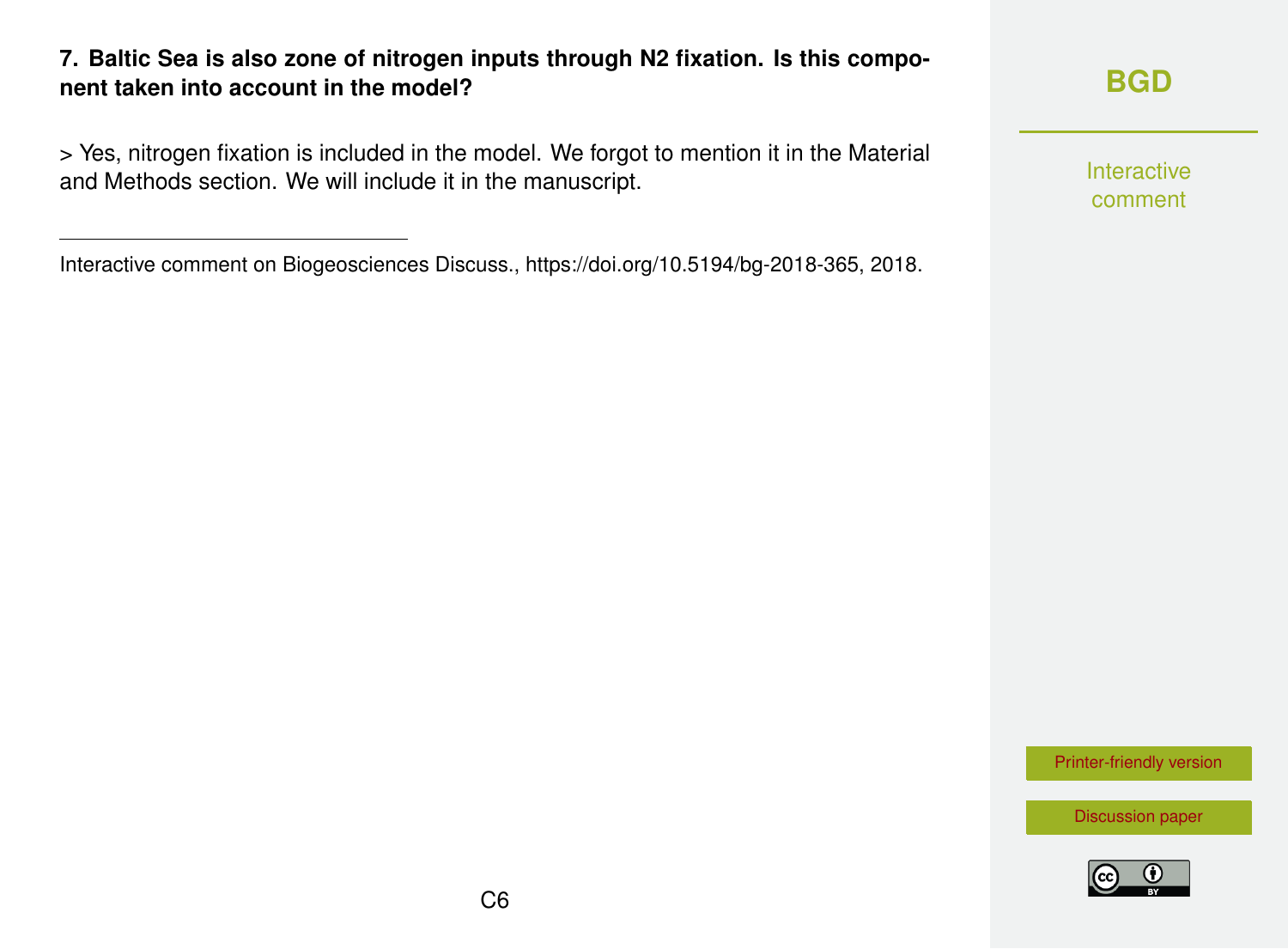**7. Baltic Sea is also zone of nitrogen inputs through $N_2$ fixation. Is this component taken into account in the model?**

> Yes, nitrogen fixation is included in the model. We forgot to mention it in the Material and Methods section. We will include it in the manuscript.

---

Interactive comment on Biogeosciences Discuss., https://doi.org/10.5194/bg-2018-365, 2018.